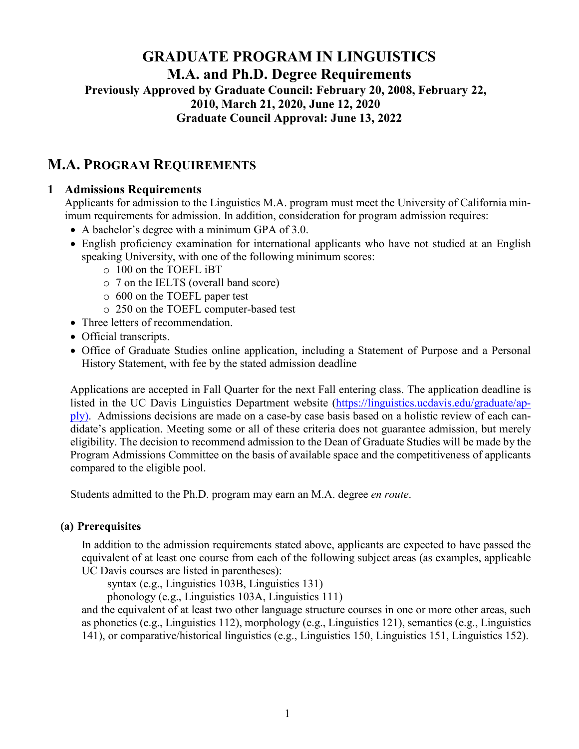# GRADUATE PROGRAM IN LINGUISTICS
# M.A. and Ph.D. Degree Requirements

**Previously Approved by Graduate Council: February 20, 2008, February 22, 2010, March 21, 2020, June 12, 2020**
**Graduate Council Approval: June 13, 2022**

## M.A. PROGRAM REQUIREMENTS

### 1 Admissions Requirements

Applicants for admission to the Linguistics M.A. program must meet the University of California minimum requirements for admission. In addition, consideration for program admission requires:

- A bachelor's degree with a minimum GPA of 3.0.
- English proficiency examination for international applicants who have not studied at an English speaking University, with one of the following minimum scores:
  - 100 on the TOEFL iBT
  - 7 on the IELTS (overall band score)
  - 600 on the TOEFL paper test
  - 250 on the TOEFL computer-based test
- Three letters of recommendation.
- Official transcripts.
- Office of Graduate Studies online application, including a Statement of Purpose and a Personal History Statement, with fee by the stated admission deadline

Applications are accepted in Fall Quarter for the next Fall entering class. The application deadline is listed in the UC Davis Linguistics Department website (https://linguistics.ucdavis.edu/graduate/apply). Admissions decisions are made on a case-by case basis based on a holistic review of each candidate's application. Meeting some or all of these criteria does not guarantee admission, but merely eligibility. The decision to recommend admission to the Dean of Graduate Studies will be made by the Program Admissions Committee on the basis of available space and the competitiveness of applicants compared to the eligible pool.

Students admitted to the Ph.D. program may earn an M.A. degree *en route*.

#### (a) Prerequisites

In addition to the admission requirements stated above, applicants are expected to have passed the equivalent of at least one course from each of the following subject areas (as examples, applicable UC Davis courses are listed in parentheses):

syntax (e.g., Linguistics 103B, Linguistics 131)
phonology (e.g., Linguistics 103A, Linguistics 111)

and the equivalent of at least two other language structure courses in one or more other areas, such as phonetics (e.g., Linguistics 112), morphology (e.g., Linguistics 121), semantics (e.g., Linguistics 141), or comparative/historical linguistics (e.g., Linguistics 150, Linguistics 151, Linguistics 152).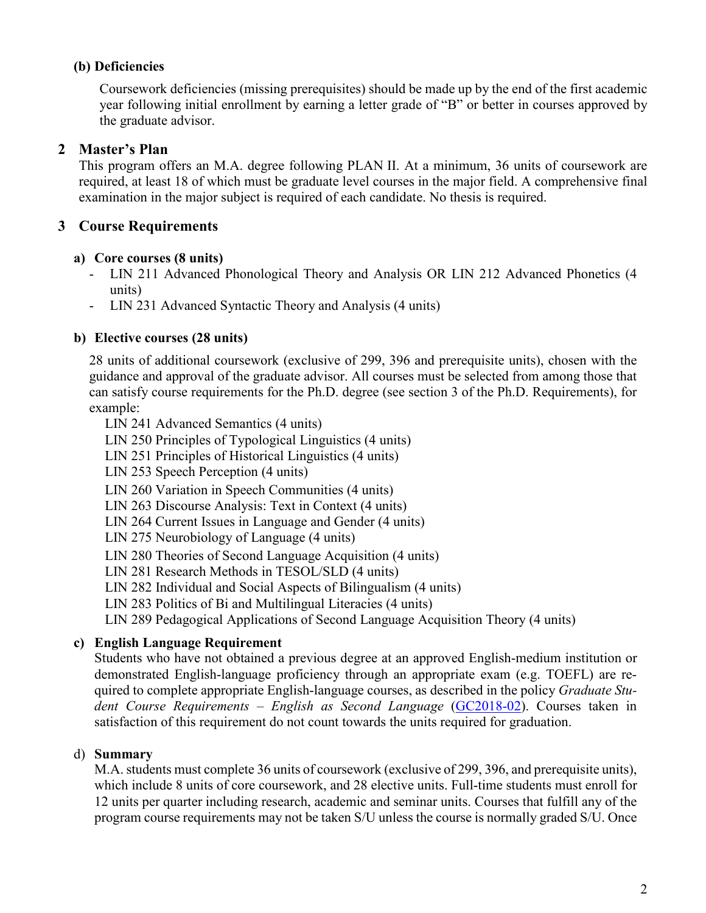#### (b) Deficiencies

Coursework deficiencies (missing prerequisites) should be made up by the end of the first academic year following initial enrollment by earning a letter grade of "B" or better in courses approved by the graduate advisor.

## 2 Master's Plan

This program offers an M.A. degree following PLAN II. At a minimum, 36 units of coursework are required, at least 18 of which must be graduate level courses in the major field. A comprehensive final examination in the major subject is required of each candidate. No thesis is required.

## 3 Course Requirements

### a) Core courses (8 units)

- LIN 211 Advanced Phonological Theory and Analysis OR LIN 212 Advanced Phonetics (4 units)
- LIN 231 Advanced Syntactic Theory and Analysis (4 units)

### b) Elective courses (28 units)

28 units of additional coursework (exclusive of 299, 396 and prerequisite units), chosen with the guidance and approval of the graduate advisor. All courses must be selected from among those that can satisfy course requirements for the Ph.D. degree (see section 3 of the Ph.D. Requirements), for example:

LIN 241 Advanced Semantics (4 units)
LIN 250 Principles of Typological Linguistics (4 units)
LIN 251 Principles of Historical Linguistics (4 units)
LIN 253 Speech Perception (4 units)
LIN 260 Variation in Speech Communities (4 units)
LIN 263 Discourse Analysis: Text in Context (4 units)
LIN 264 Current Issues in Language and Gender (4 units)
LIN 275 Neurobiology of Language (4 units)
LIN 280 Theories of Second Language Acquisition (4 units)
LIN 281 Research Methods in TESOL/SLD (4 units)
LIN 282 Individual and Social Aspects of Bilingualism (4 units)
LIN 283 Politics of Bi and Multilingual Literacies (4 units)
LIN 289 Pedagogical Applications of Second Language Acquisition Theory (4 units)

### c) English Language Requirement

Students who have not obtained a previous degree at an approved English-medium institution or demonstrated English-language proficiency through an appropriate exam (e.g. TOEFL) are required to complete appropriate English-language courses, as described in the policy *Graduate Student Course Requirements – English as Second Language* (GC2018-02). Courses taken in satisfaction of this requirement do not count towards the units required for graduation.

### d) Summary

M.A. students must complete 36 units of coursework (exclusive of 299, 396, and prerequisite units), which include 8 units of core coursework, and 28 elective units. Full-time students must enroll for 12 units per quarter including research, academic and seminar units. Courses that fulfill any of the program course requirements may not be taken S/U unless the course is normally graded S/U. Once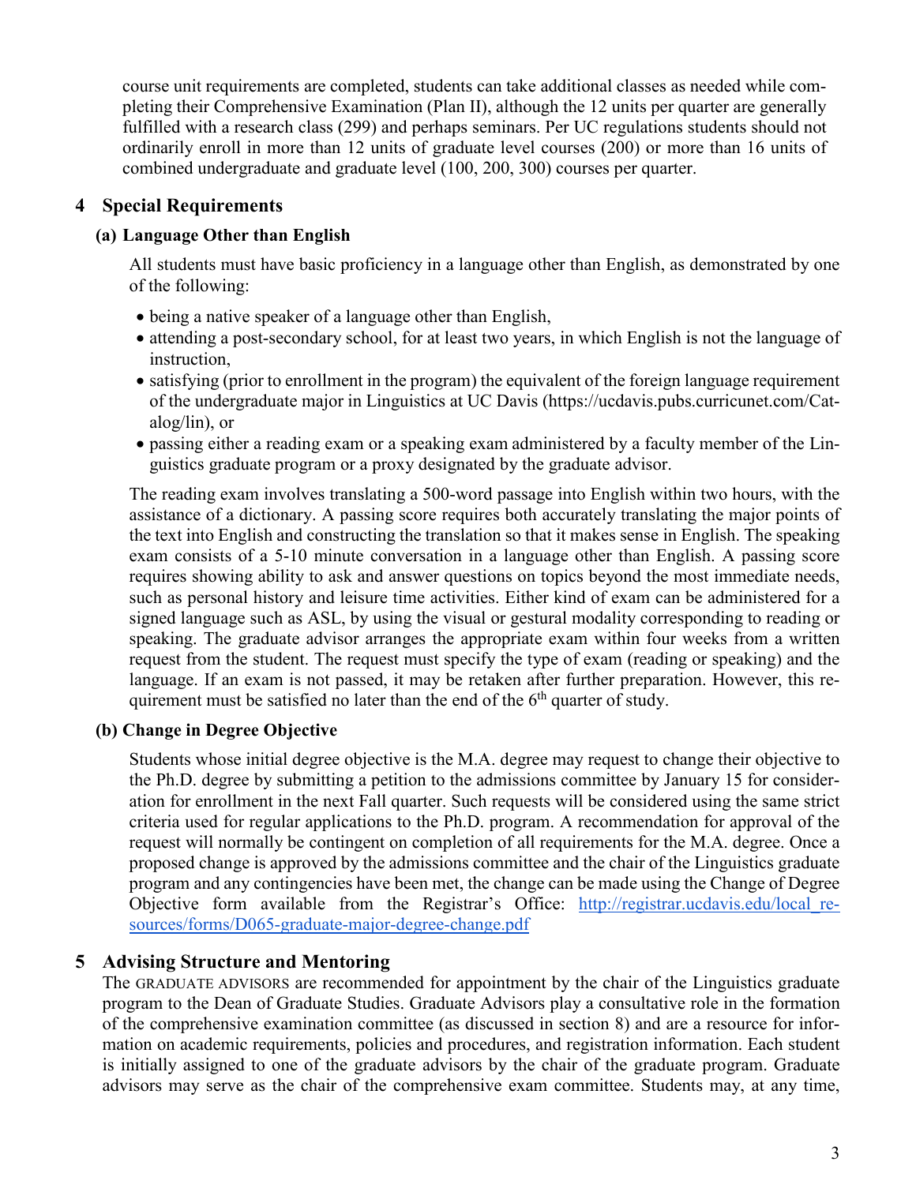course unit requirements are completed, students can take additional classes as needed while completing their Comprehensive Examination (Plan II), although the 12 units per quarter are generally fulfilled with a research class (299) and perhaps seminars. Per UC regulations students should not ordinarily enroll in more than 12 units of graduate level courses (200) or more than 16 units of combined undergraduate and graduate level (100, 200, 300) courses per quarter.

## 4 Special Requirements

### (a) Language Other than English

All students must have basic proficiency in a language other than English, as demonstrated by one of the following:

- being a native speaker of a language other than English,
- attending a post-secondary school, for at least two years, in which English is not the language of instruction,
- satisfying (prior to enrollment in the program) the equivalent of the foreign language requirement of the undergraduate major in Linguistics at UC Davis (https://ucdavis.pubs.curricunet.com/Catalog/lin), or
- passing either a reading exam or a speaking exam administered by a faculty member of the Linguistics graduate program or a proxy designated by the graduate advisor.

The reading exam involves translating a 500-word passage into English within two hours, with the assistance of a dictionary. A passing score requires both accurately translating the major points of the text into English and constructing the translation so that it makes sense in English. The speaking exam consists of a 5-10 minute conversation in a language other than English. A passing score requires showing ability to ask and answer questions on topics beyond the most immediate needs, such as personal history and leisure time activities. Either kind of exam can be administered for a signed language such as ASL, by using the visual or gestural modality corresponding to reading or speaking. The graduate advisor arranges the appropriate exam within four weeks from a written request from the student. The request must specify the type of exam (reading or speaking) and the language. If an exam is not passed, it may be retaken after further preparation. However, this requirement must be satisfied no later than the end of the 6th quarter of study.

### (b) Change in Degree Objective

Students whose initial degree objective is the M.A. degree may request to change their objective to the Ph.D. degree by submitting a petition to the admissions committee by January 15 for consideration for enrollment in the next Fall quarter. Such requests will be considered using the same strict criteria used for regular applications to the Ph.D. program. A recommendation for approval of the request will normally be contingent on completion of all requirements for the M.A. degree. Once a proposed change is approved by the admissions committee and the chair of the Linguistics graduate program and any contingencies have been met, the change can be made using the Change of Degree Objective form available from the Registrar's Office: [http://registrar.ucdavis.edu/local_resources/forms/D065-graduate-major-degree-change.pdf](http://registrar.ucdavis.edu/local_resources/forms/D065-graduate-major-degree-change.pdf)

## 5 Advising Structure and Mentoring

The GRADUATE ADVISORS are recommended for appointment by the chair of the Linguistics graduate program to the Dean of Graduate Studies. Graduate Advisors play a consultative role in the formation of the comprehensive examination committee (as discussed in section 8) and are a resource for information on academic requirements, policies and procedures, and registration information. Each student is initially assigned to one of the graduate advisors by the chair of the graduate program. Graduate advisors may serve as the chair of the comprehensive exam committee. Students may, at any time,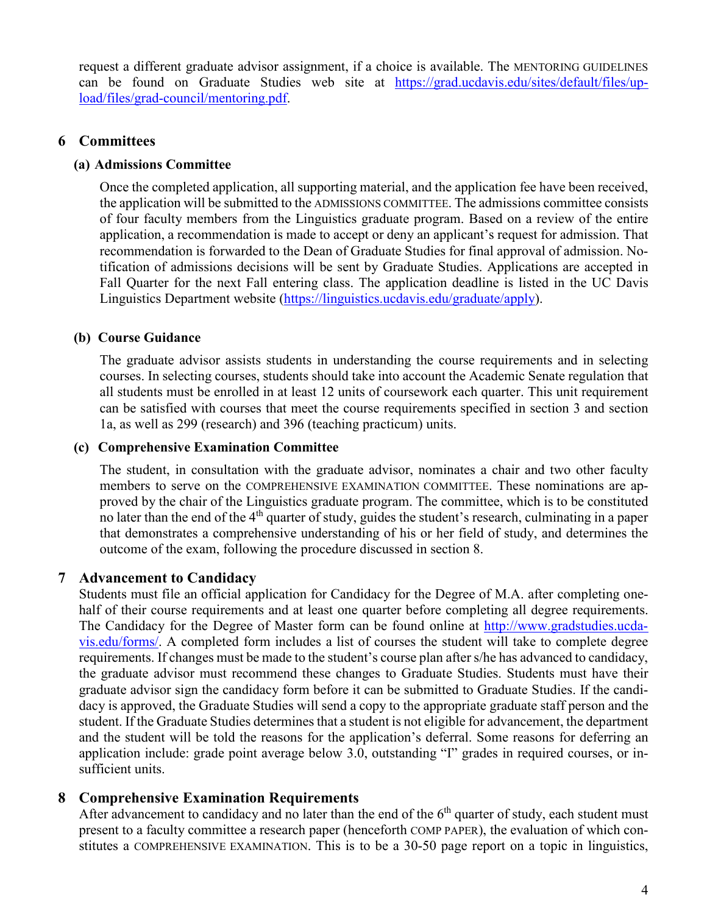request a different graduate advisor assignment, if a choice is available. The MENTORING GUIDELINES can be found on Graduate Studies web site at https://grad.ucdavis.edu/sites/default/files/upload/files/grad-council/mentoring.pdf.

## 6 Committees

### (a) Admissions Committee

Once the completed application, all supporting material, and the application fee have been received, the application will be submitted to the ADMISSIONS COMMITTEE. The admissions committee consists of four faculty members from the Linguistics graduate program. Based on a review of the entire application, a recommendation is made to accept or deny an applicant's request for admission. That recommendation is forwarded to the Dean of Graduate Studies for final approval of admission. Notification of admissions decisions will be sent by Graduate Studies. Applications are accepted in Fall Quarter for the next Fall entering class. The application deadline is listed in the UC Davis Linguistics Department website (https://linguistics.ucdavis.edu/graduate/apply).

### (b) Course Guidance

The graduate advisor assists students in understanding the course requirements and in selecting courses. In selecting courses, students should take into account the Academic Senate regulation that all students must be enrolled in at least 12 units of coursework each quarter. This unit requirement can be satisfied with courses that meet the course requirements specified in section 3 and section 1a, as well as 299 (research) and 396 (teaching practicum) units.

### (c) Comprehensive Examination Committee

The student, in consultation with the graduate advisor, nominates a chair and two other faculty members to serve on the COMPREHENSIVE EXAMINATION COMMITTEE. These nominations are approved by the chair of the Linguistics graduate program. The committee, which is to be constituted no later than the end of the 4th quarter of study, guides the student's research, culminating in a paper that demonstrates a comprehensive understanding of his or her field of study, and determines the outcome of the exam, following the procedure discussed in section 8.

## 7 Advancement to Candidacy

Students must file an official application for Candidacy for the Degree of M.A. after completing one-half of their course requirements and at least one quarter before completing all degree requirements. The Candidacy for the Degree of Master form can be found online at http://www.gradstudies.ucdavis.edu/forms/. A completed form includes a list of courses the student will take to complete degree requirements. If changes must be made to the student's course plan after s/he has advanced to candidacy, the graduate advisor must recommend these changes to Graduate Studies. Students must have their graduate advisor sign the candidacy form before it can be submitted to Graduate Studies. If the candidacy is approved, the Graduate Studies will send a copy to the appropriate graduate staff person and the student. If the Graduate Studies determines that a student is not eligible for advancement, the department and the student will be told the reasons for the application's deferral. Some reasons for deferring an application include: grade point average below 3.0, outstanding "I" grades in required courses, or insufficient units.

## 8 Comprehensive Examination Requirements

After advancement to candidacy and no later than the end of the 6th quarter of study, each student must present to a faculty committee a research paper (henceforth COMP PAPER), the evaluation of which constitutes a COMPREHENSIVE EXAMINATION. This is to be a 30-50 page report on a topic in linguistics,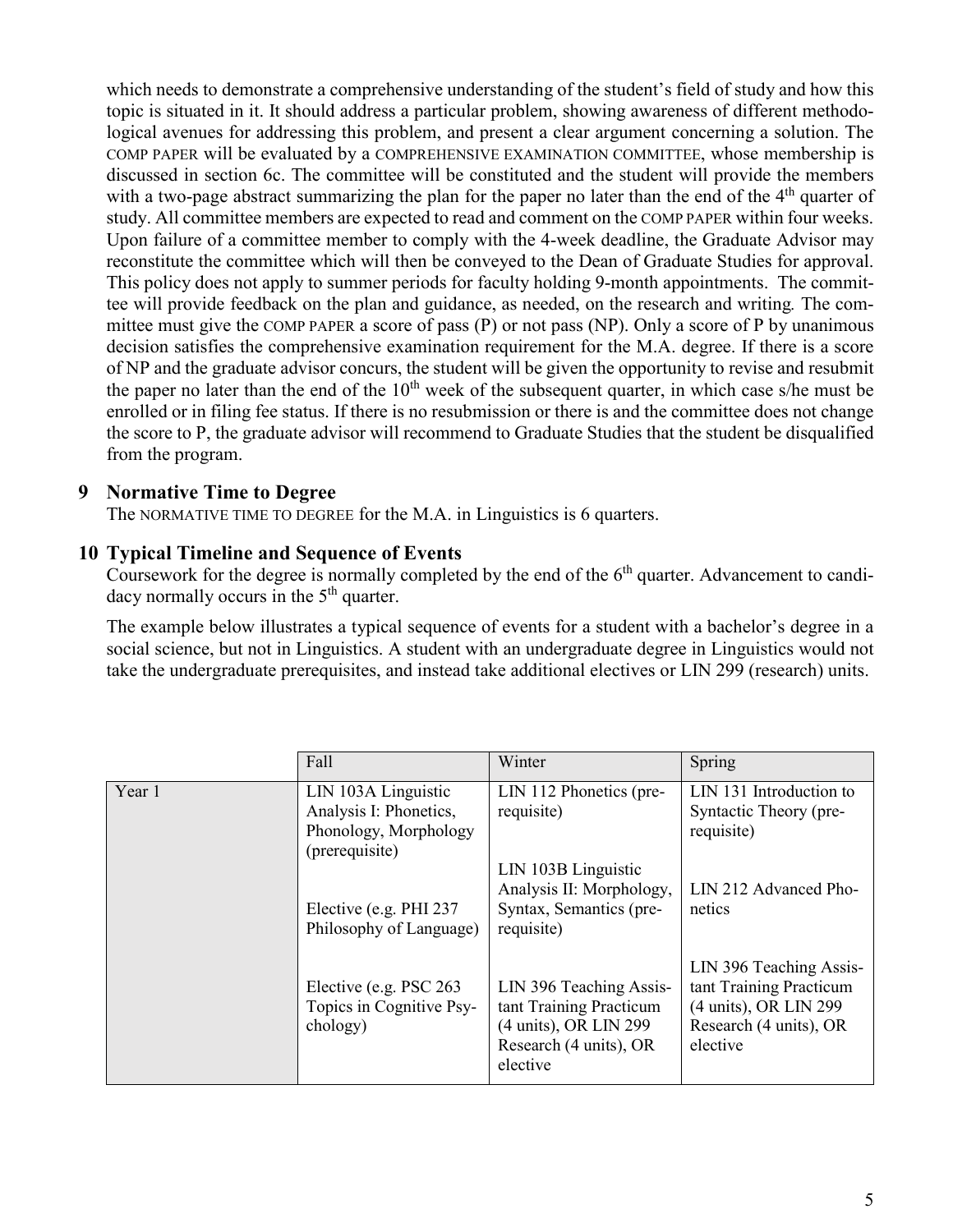which needs to demonstrate a comprehensive understanding of the student's field of study and how this topic is situated in it. It should address a particular problem, showing awareness of different methodological avenues for addressing this problem, and present a clear argument concerning a solution. The COMP PAPER will be evaluated by a COMPREHENSIVE EXAMINATION COMMITTEE, whose membership is discussed in section 6c. The committee will be constituted and the student will provide the members with a two-page abstract summarizing the plan for the paper no later than the end of the 4th quarter of study. All committee members are expected to read and comment on the COMP PAPER within four weeks. Upon failure of a committee member to comply with the 4-week deadline, the Graduate Advisor may reconstitute the committee which will then be conveyed to the Dean of Graduate Studies for approval. This policy does not apply to summer periods for faculty holding 9-month appointments. The committee will provide feedback on the plan and guidance, as needed, on the research and writing. The committee must give the COMP PAPER a score of pass (P) or not pass (NP). Only a score of P by unanimous decision satisfies the comprehensive examination requirement for the M.A. degree. If there is a score of NP and the graduate advisor concurs, the student will be given the opportunity to revise and resubmit the paper no later than the end of the 10th week of the subsequent quarter, in which case s/he must be enrolled or in filing fee status. If there is no resubmission or there is and the committee does not change the score to P, the graduate advisor will recommend to Graduate Studies that the student be disqualified from the program.

## 9 Normative Time to Degree

The NORMATIVE TIME TO DEGREE for the M.A. in Linguistics is 6 quarters.

## 10 Typical Timeline and Sequence of Events

Coursework for the degree is normally completed by the end of the 6th quarter. Advancement to candidacy normally occurs in the 5th quarter.

The example below illustrates a typical sequence of events for a student with a bachelor's degree in a social science, but not in Linguistics. A student with an undergraduate degree in Linguistics would not take the undergraduate prerequisites, and instead take additional electives or LIN 299 (research) units.

| | Fall | Winter | Spring |
|---|---|---|---|
| Year 1 | LIN 103A Linguistic Analysis I: Phonetics, Phonology, Morphology (prerequisite)<br><br>Elective (e.g. PHI 237 Philosophy of Language)<br><br>Elective (e.g. PSC 263 Topics in Cognitive Psychology) | LIN 112 Phonetics (prerequisite)<br><br>LIN 103B Linguistic Analysis II: Morphology, Syntax, Semantics (prerequisite)<br><br>LIN 396 Teaching Assistant Training Practicum (4 units), OR LIN 299 Research (4 units), OR elective | LIN 131 Introduction to Syntactic Theory (prerequisite)<br><br>LIN 212 Advanced Phonetics<br><br>LIN 396 Teaching Assistant Training Practicum (4 units), OR LIN 299 Research (4 units), OR elective |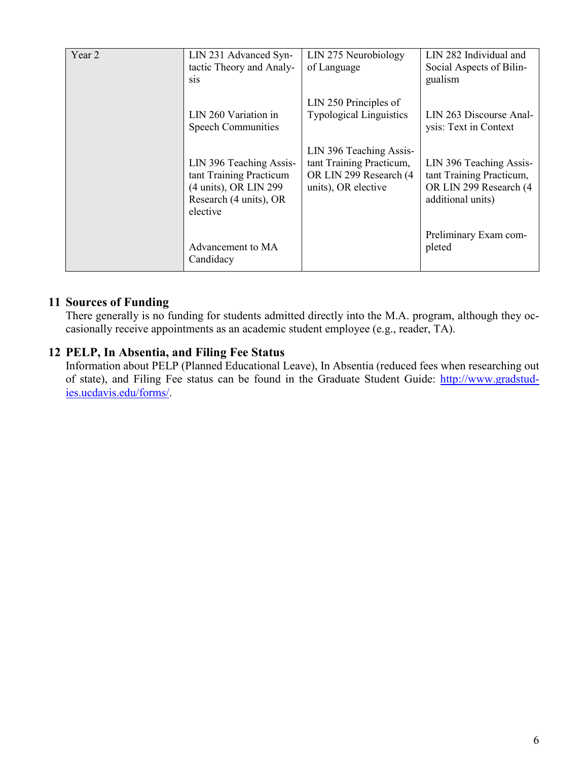| Year 2 | LIN 231 Advanced Syntactic Theory and Analysis<br><br>LIN 260 Variation in Speech Communities<br><br>LIN 396 Teaching Assistant Training Practicum (4 units), OR LIN 299 Research (4 units), OR elective<br><br>Advancement to MA Candidacy | LIN 275 Neurobiology of Language<br><br>LIN 250 Principles of Typological Linguistics<br><br>LIN 396 Teaching Assistant Training Practicum, OR LIN 299 Research (4 units), OR elective | LIN 282 Individual and Social Aspects of Bilingualism<br><br>LIN 263 Discourse Analysis: Text in Context<br><br>LIN 396 Teaching Assistant Training Practicum, OR LIN 299 Research (4 additional units)<br><br>Preliminary Exam completed |
|---|---|---|---|

## 11 Sources of Funding

There generally is no funding for students admitted directly into the M.A. program, although they occasionally receive appointments as an academic student employee (e.g., reader, TA).

## 12 PELP, In Absentia, and Filing Fee Status

Information about PELP (Planned Educational Leave), In Absentia (reduced fees when researching out of state), and Filing Fee status can be found in the Graduate Student Guide: http://www.gradstudies.ucdavis.edu/forms/.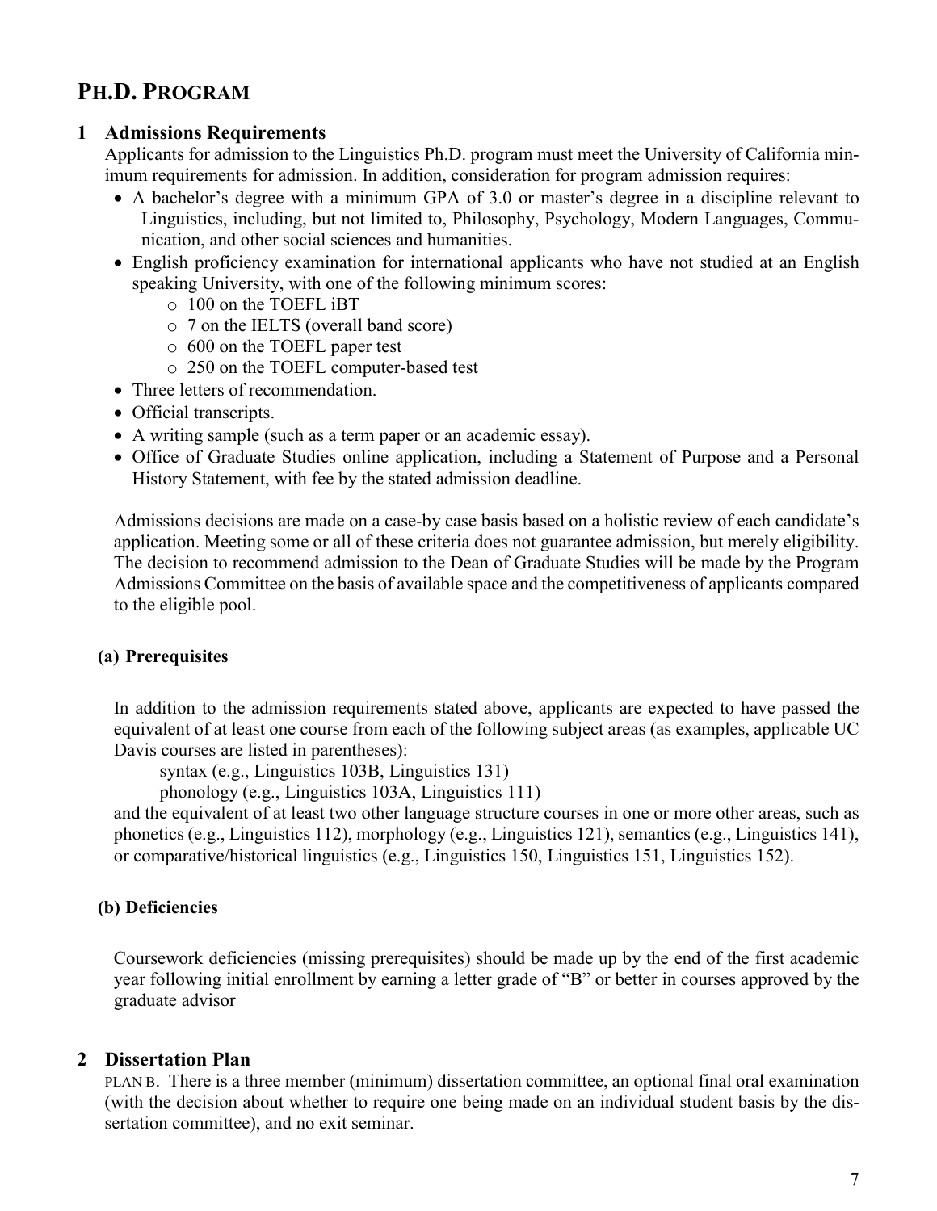# PH.D. PROGRAM

## 1 Admissions Requirements

Applicants for admission to the Linguistics Ph.D. program must meet the University of California minimum requirements for admission. In addition, consideration for program admission requires:

- A bachelor's degree with a minimum GPA of 3.0 or master's degree in a discipline relevant to Linguistics, including, but not limited to, Philosophy, Psychology, Modern Languages, Communication, and other social sciences and humanities.
- English proficiency examination for international applicants who have not studied at an English speaking University, with one of the following minimum scores:
  - 100 on the TOEFL iBT
  - 7 on the IELTS (overall band score)
  - 600 on the TOEFL paper test
  - 250 on the TOEFL computer-based test
- Three letters of recommendation.
- Official transcripts.
- A writing sample (such as a term paper or an academic essay).
- Office of Graduate Studies online application, including a Statement of Purpose and a Personal History Statement, with fee by the stated admission deadline.

Admissions decisions are made on a case-by case basis based on a holistic review of each candidate's application. Meeting some or all of these criteria does not guarantee admission, but merely eligibility. The decision to recommend admission to the Dean of Graduate Studies will be made by the Program Admissions Committee on the basis of available space and the competitiveness of applicants compared to the eligible pool.

### (a) Prerequisites

In addition to the admission requirements stated above, applicants are expected to have passed the equivalent of at least one course from each of the following subject areas (as examples, applicable UC Davis courses are listed in parentheses):

syntax (e.g., Linguistics 103B, Linguistics 131)
phonology (e.g., Linguistics 103A, Linguistics 111)

and the equivalent of at least two other language structure courses in one or more other areas, such as phonetics (e.g., Linguistics 112), morphology (e.g., Linguistics 121), semantics (e.g., Linguistics 141), or comparative/historical linguistics (e.g., Linguistics 150, Linguistics 151, Linguistics 152).

### (b) Deficiencies

Coursework deficiencies (missing prerequisites) should be made up by the end of the first academic year following initial enrollment by earning a letter grade of "B" or better in courses approved by the graduate advisor

## 2 Dissertation Plan

PLAN B. There is a three member (minimum) dissertation committee, an optional final oral examination (with the decision about whether to require one being made on an individual student basis by the dissertation committee), and no exit seminar.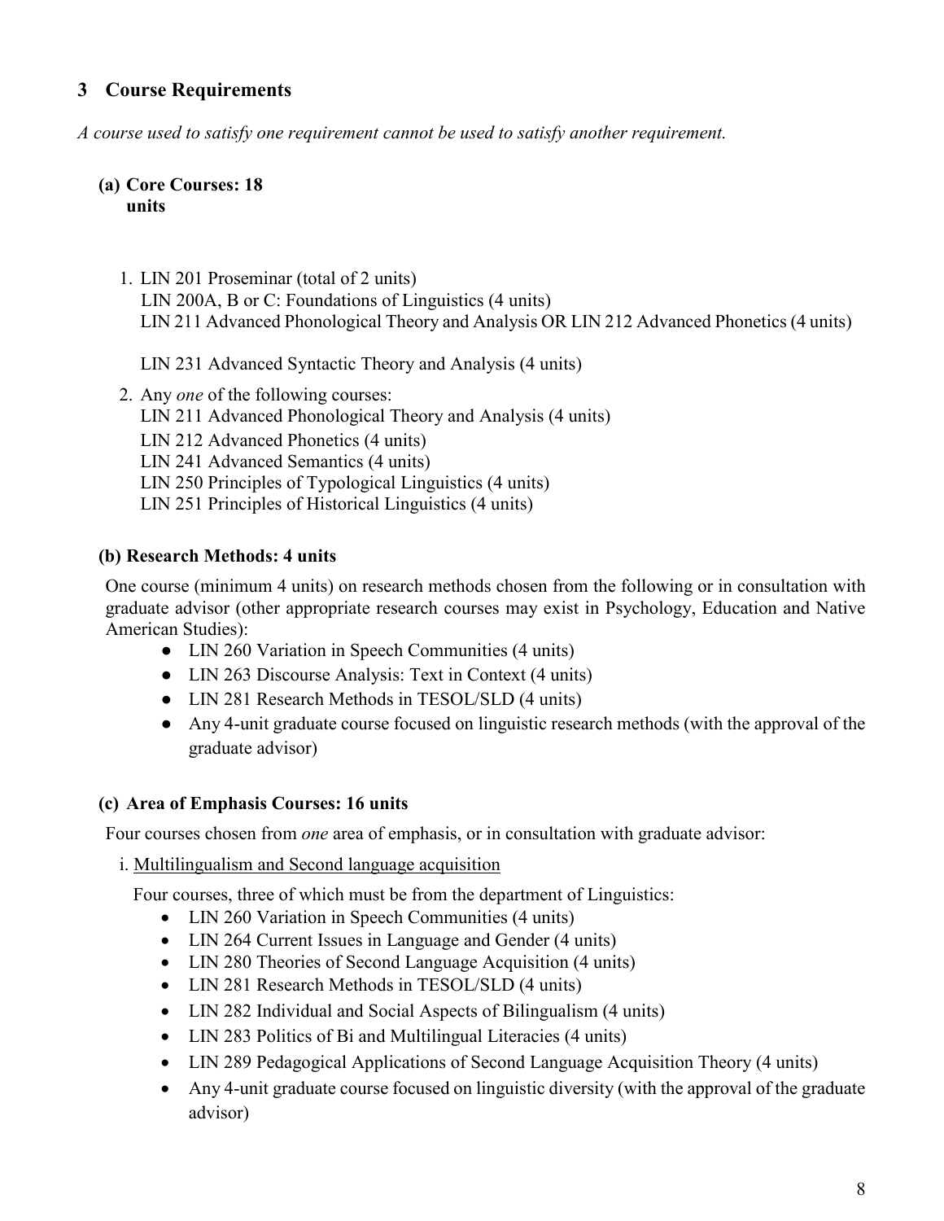## 3 Course Requirements

*A course used to satisfy one requirement cannot be used to satisfy another requirement.*

### (a) Core Courses: 18 units

1. LIN 201 Proseminar (total of 2 units)
   LIN 200A, B or C: Foundations of Linguistics (4 units)
   LIN 211 Advanced Phonological Theory and Analysis OR LIN 212 Advanced Phonetics (4 units)

   LIN 231 Advanced Syntactic Theory and Analysis (4 units)

2. Any *one* of the following courses:
   LIN 211 Advanced Phonological Theory and Analysis (4 units)
   LIN 212 Advanced Phonetics (4 units)
   LIN 241 Advanced Semantics (4 units)
   LIN 250 Principles of Typological Linguistics (4 units)
   LIN 251 Principles of Historical Linguistics (4 units)

### (b) Research Methods: 4 units

One course (minimum 4 units) on research methods chosen from the following or in consultation with graduate advisor (other appropriate research courses may exist in Psychology, Education and Native American Studies):

- LIN 260 Variation in Speech Communities (4 units)
- LIN 263 Discourse Analysis: Text in Context (4 units)
- LIN 281 Research Methods in TESOL/SLD (4 units)
- Any 4-unit graduate course focused on linguistic research methods (with the approval of the graduate advisor)

### (c) Area of Emphasis Courses: 16 units

Four courses chosen from *one* area of emphasis, or in consultation with graduate advisor:

i. Multilingualism and Second language acquisition

Four courses, three of which must be from the department of Linguistics:

- LIN 260 Variation in Speech Communities (4 units)
- LIN 264 Current Issues in Language and Gender (4 units)
- LIN 280 Theories of Second Language Acquisition (4 units)
- LIN 281 Research Methods in TESOL/SLD (4 units)
- LIN 282 Individual and Social Aspects of Bilingualism (4 units)
- LIN 283 Politics of Bi and Multilingual Literacies (4 units)
- LIN 289 Pedagogical Applications of Second Language Acquisition Theory (4 units)
- Any 4-unit graduate course focused on linguistic diversity (with the approval of the graduate advisor)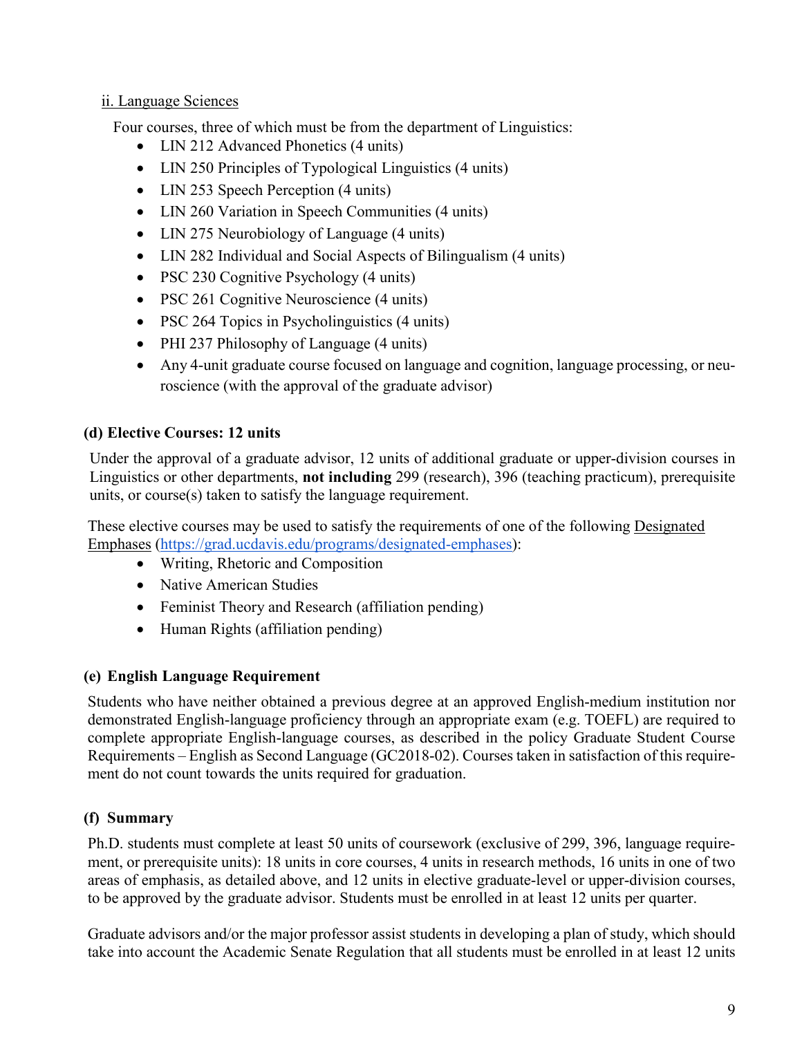ii. Language Sciences

Four courses, three of which must be from the department of Linguistics:

- LIN 212 Advanced Phonetics (4 units)
- LIN 250 Principles of Typological Linguistics (4 units)
- LIN 253 Speech Perception (4 units)
- LIN 260 Variation in Speech Communities (4 units)
- LIN 275 Neurobiology of Language (4 units)
- LIN 282 Individual and Social Aspects of Bilingualism (4 units)
- PSC 230 Cognitive Psychology (4 units)
- PSC 261 Cognitive Neuroscience (4 units)
- PSC 264 Topics in Psycholinguistics (4 units)
- PHI 237 Philosophy of Language (4 units)
- Any 4-unit graduate course focused on language and cognition, language processing, or neuroscience (with the approval of the graduate advisor)

### (d) Elective Courses: 12 units

Under the approval of a graduate advisor, 12 units of additional graduate or upper-division courses in Linguistics or other departments, **not including** 299 (research), 396 (teaching practicum), prerequisite units, or course(s) taken to satisfy the language requirement.

These elective courses may be used to satisfy the requirements of one of the following Designated Emphases (https://grad.ucdavis.edu/programs/designated-emphases):

- Writing, Rhetoric and Composition
- Native American Studies
- Feminist Theory and Research (affiliation pending)
- Human Rights (affiliation pending)

### (e) English Language Requirement

Students who have neither obtained a previous degree at an approved English-medium institution nor demonstrated English-language proficiency through an appropriate exam (e.g. TOEFL) are required to complete appropriate English-language courses, as described in the policy Graduate Student Course Requirements – English as Second Language (GC2018-02). Courses taken in satisfaction of this requirement do not count towards the units required for graduation.

### (f) Summary

Ph.D. students must complete at least 50 units of coursework (exclusive of 299, 396, language requirement, or prerequisite units): 18 units in core courses, 4 units in research methods, 16 units in one of two areas of emphasis, as detailed above, and 12 units in elective graduate-level or upper-division courses, to be approved by the graduate advisor. Students must be enrolled in at least 12 units per quarter.

Graduate advisors and/or the major professor assist students in developing a plan of study, which should take into account the Academic Senate Regulation that all students must be enrolled in at least 12 units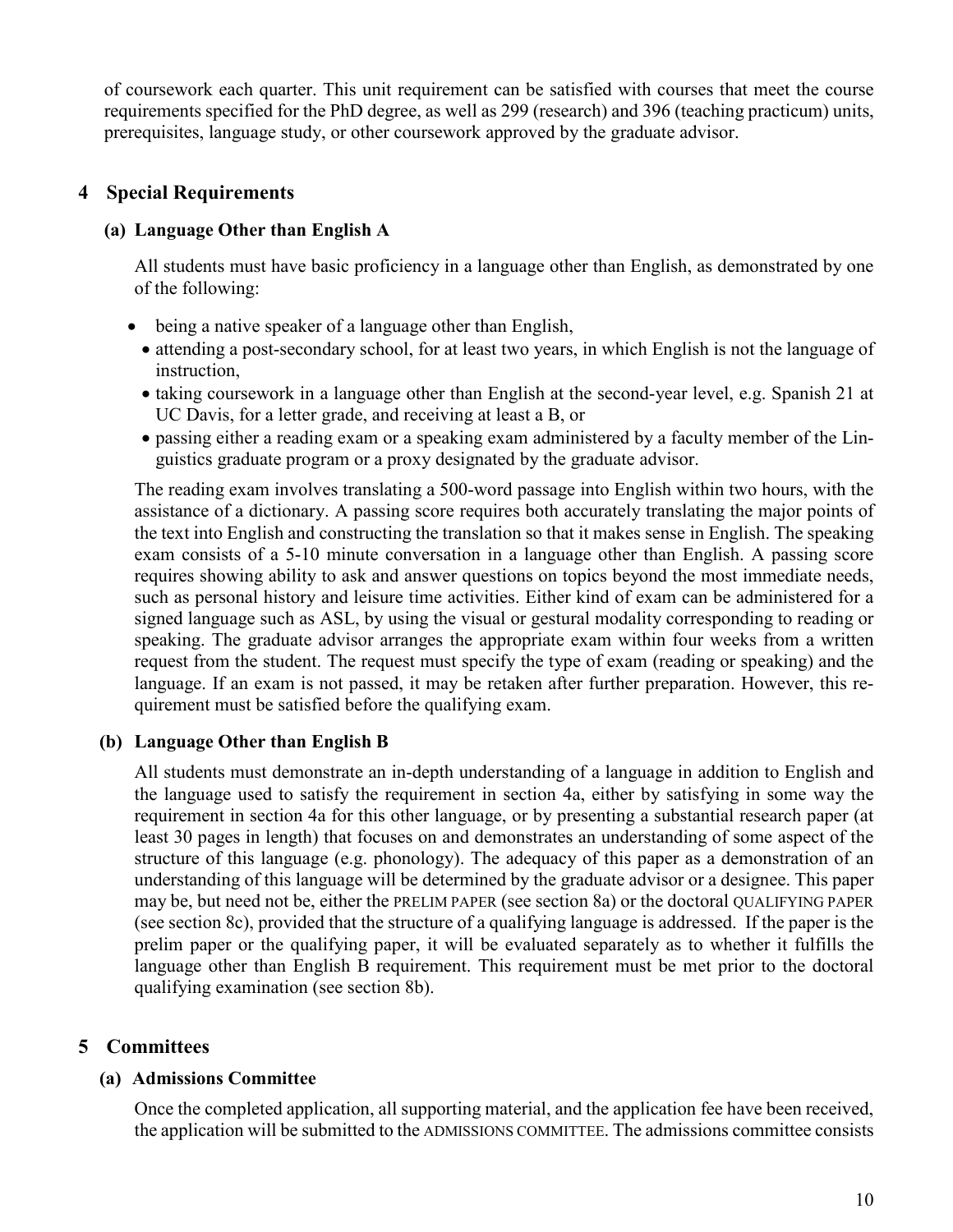of coursework each quarter. This unit requirement can be satisfied with courses that meet the course requirements specified for the PhD degree, as well as 299 (research) and 396 (teaching practicum) units, prerequisites, language study, or other coursework approved by the graduate advisor.

## 4 Special Requirements

### (a) Language Other than English A

All students must have basic proficiency in a language other than English, as demonstrated by one of the following:

- being a native speaker of a language other than English,
- attending a post-secondary school, for at least two years, in which English is not the language of instruction,
- taking coursework in a language other than English at the second-year level, e.g. Spanish 21 at UC Davis, for a letter grade, and receiving at least a B, or
- passing either a reading exam or a speaking exam administered by a faculty member of the Linguistics graduate program or a proxy designated by the graduate advisor.

The reading exam involves translating a 500-word passage into English within two hours, with the assistance of a dictionary. A passing score requires both accurately translating the major points of the text into English and constructing the translation so that it makes sense in English. The speaking exam consists of a 5-10 minute conversation in a language other than English. A passing score requires showing ability to ask and answer questions on topics beyond the most immediate needs, such as personal history and leisure time activities. Either kind of exam can be administered for a signed language such as ASL, by using the visual or gestural modality corresponding to reading or speaking. The graduate advisor arranges the appropriate exam within four weeks from a written request from the student. The request must specify the type of exam (reading or speaking) and the language. If an exam is not passed, it may be retaken after further preparation. However, this requirement must be satisfied before the qualifying exam.

### (b) Language Other than English B

All students must demonstrate an in-depth understanding of a language in addition to English and the language used to satisfy the requirement in section 4a, either by satisfying in some way the requirement in section 4a for this other language, or by presenting a substantial research paper (at least 30 pages in length) that focuses on and demonstrates an understanding of some aspect of the structure of this language (e.g. phonology). The adequacy of this paper as a demonstration of an understanding of this language will be determined by the graduate advisor or a designee. This paper may be, but need not be, either the PRELIM PAPER (see section 8a) or the doctoral QUALIFYING PAPER (see section 8c), provided that the structure of a qualifying language is addressed. If the paper is the prelim paper or the qualifying paper, it will be evaluated separately as to whether it fulfills the language other than English B requirement. This requirement must be met prior to the doctoral qualifying examination (see section 8b).

## 5 Committees

### (a) Admissions Committee

Once the completed application, all supporting material, and the application fee have been received, the application will be submitted to the ADMISSIONS COMMITTEE. The admissions committee consists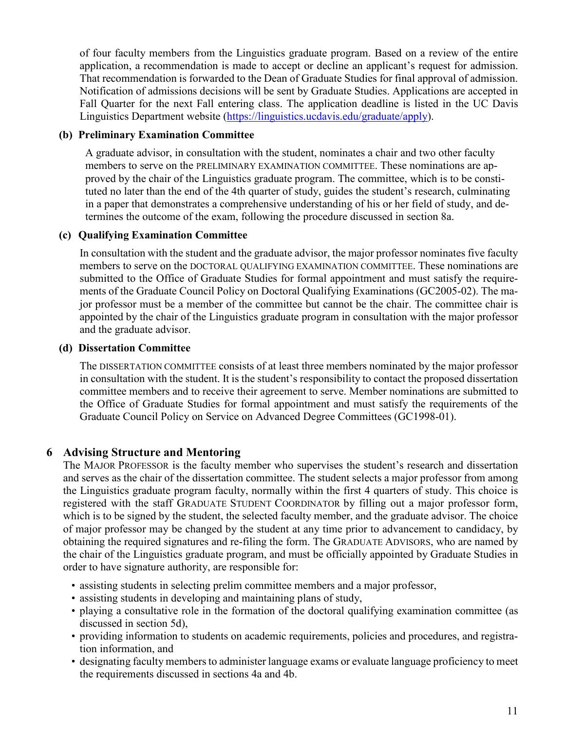of four faculty members from the Linguistics graduate program. Based on a review of the entire application, a recommendation is made to accept or decline an applicant's request for admission. That recommendation is forwarded to the Dean of Graduate Studies for final approval of admission. Notification of admissions decisions will be sent by Graduate Studies. Applications are accepted in Fall Quarter for the next Fall entering class. The application deadline is listed in the UC Davis Linguistics Department website (https://linguistics.ucdavis.edu/graduate/apply).

### (b) Preliminary Examination Committee

A graduate advisor, in consultation with the student, nominates a chair and two other faculty members to serve on the PRELIMINARY EXAMINATION COMMITTEE. These nominations are approved by the chair of the Linguistics graduate program. The committee, which is to be constituted no later than the end of the 4th quarter of study, guides the student's research, culminating in a paper that demonstrates a comprehensive understanding of his or her field of study, and determines the outcome of the exam, following the procedure discussed in section 8a.

### (c) Qualifying Examination Committee

In consultation with the student and the graduate advisor, the major professor nominates five faculty members to serve on the DOCTORAL QUALIFYING EXAMINATION COMMITTEE. These nominations are submitted to the Office of Graduate Studies for formal appointment and must satisfy the requirements of the Graduate Council Policy on Doctoral Qualifying Examinations (GC2005-02). The major professor must be a member of the committee but cannot be the chair. The committee chair is appointed by the chair of the Linguistics graduate program in consultation with the major professor and the graduate advisor.

### (d) Dissertation Committee

The DISSERTATION COMMITTEE consists of at least three members nominated by the major professor in consultation with the student. It is the student's responsibility to contact the proposed dissertation committee members and to receive their agreement to serve. Member nominations are submitted to the Office of Graduate Studies for formal appointment and must satisfy the requirements of the Graduate Council Policy on Service on Advanced Degree Committees (GC1998-01).

## 6 Advising Structure and Mentoring

The MAJOR PROFESSOR is the faculty member who supervises the student's research and dissertation and serves as the chair of the dissertation committee. The student selects a major professor from among the Linguistics graduate program faculty, normally within the first 4 quarters of study. This choice is registered with the staff GRADUATE STUDENT COORDINATOR by filling out a major professor form, which is to be signed by the student, the selected faculty member, and the graduate advisor. The choice of major professor may be changed by the student at any time prior to advancement to candidacy, by obtaining the required signatures and re-filing the form. The GRADUATE ADVISORS, who are named by the chair of the Linguistics graduate program, and must be officially appointed by Graduate Studies in order to have signature authority, are responsible for:

- assisting students in selecting prelim committee members and a major professor,
- assisting students in developing and maintaining plans of study,
- playing a consultative role in the formation of the doctoral qualifying examination committee (as discussed in section 5d),
- providing information to students on academic requirements, policies and procedures, and registration information, and
- designating faculty members to administer language exams or evaluate language proficiency to meet the requirements discussed in sections 4a and 4b.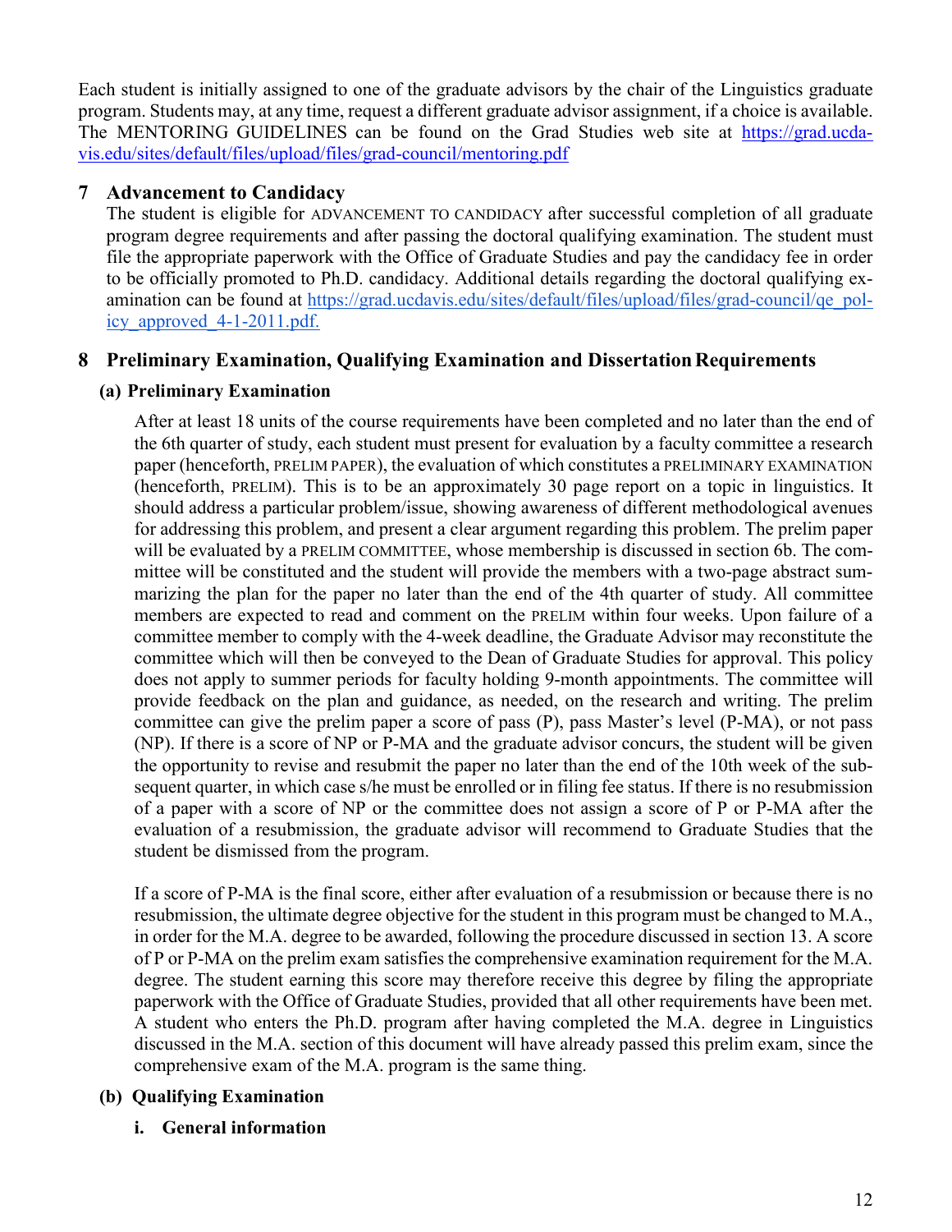Each student is initially assigned to one of the graduate advisors by the chair of the Linguistics graduate program. Students may, at any time, request a different graduate advisor assignment, if a choice is available. The MENTORING GUIDELINES can be found on the Grad Studies web site at https://grad.ucdavis.edu/sites/default/files/upload/files/grad-council/mentoring.pdf

## 7 Advancement to Candidacy

The student is eligible for ADVANCEMENT TO CANDIDACY after successful completion of all graduate program degree requirements and after passing the doctoral qualifying examination. The student must file the appropriate paperwork with the Office of Graduate Studies and pay the candidacy fee in order to be officially promoted to Ph.D. candidacy. Additional details regarding the doctoral qualifying examination can be found at https://grad.ucdavis.edu/sites/default/files/upload/files/grad-council/qe_policy_approved_4-1-2011.pdf.

## 8 Preliminary Examination, Qualifying Examination and Dissertation Requirements

### (a) Preliminary Examination

After at least 18 units of the course requirements have been completed and no later than the end of the 6th quarter of study, each student must present for evaluation by a faculty committee a research paper (henceforth, PRELIM PAPER), the evaluation of which constitutes a PRELIMINARY EXAMINATION (henceforth, PRELIM). This is to be an approximately 30 page report on a topic in linguistics. It should address a particular problem/issue, showing awareness of different methodological avenues for addressing this problem, and present a clear argument regarding this problem. The prelim paper will be evaluated by a PRELIM COMMITTEE, whose membership is discussed in section 6b. The committee will be constituted and the student will provide the members with a two-page abstract summarizing the plan for the paper no later than the end of the 4th quarter of study. All committee members are expected to read and comment on the PRELIM within four weeks. Upon failure of a committee member to comply with the 4-week deadline, the Graduate Advisor may reconstitute the committee which will then be conveyed to the Dean of Graduate Studies for approval. This policy does not apply to summer periods for faculty holding 9-month appointments. The committee will provide feedback on the plan and guidance, as needed, on the research and writing. The prelim committee can give the prelim paper a score of pass (P), pass Master's level (P-MA), or not pass (NP). If there is a score of NP or P-MA and the graduate advisor concurs, the student will be given the opportunity to revise and resubmit the paper no later than the end of the 10th week of the subsequent quarter, in which case s/he must be enrolled or in filing fee status. If there is no resubmission of a paper with a score of NP or the committee does not assign a score of P or P-MA after the evaluation of a resubmission, the graduate advisor will recommend to Graduate Studies that the student be dismissed from the program.

If a score of P-MA is the final score, either after evaluation of a resubmission or because there is no resubmission, the ultimate degree objective for the student in this program must be changed to M.A., in order for the M.A. degree to be awarded, following the procedure discussed in section 13. A score of P or P-MA on the prelim exam satisfies the comprehensive examination requirement for the M.A. degree. The student earning this score may therefore receive this degree by filing the appropriate paperwork with the Office of Graduate Studies, provided that all other requirements have been met. A student who enters the Ph.D. program after having completed the M.A. degree in Linguistics discussed in the M.A. section of this document will have already passed this prelim exam, since the comprehensive exam of the M.A. program is the same thing.

### (b) Qualifying Examination

#### i. General information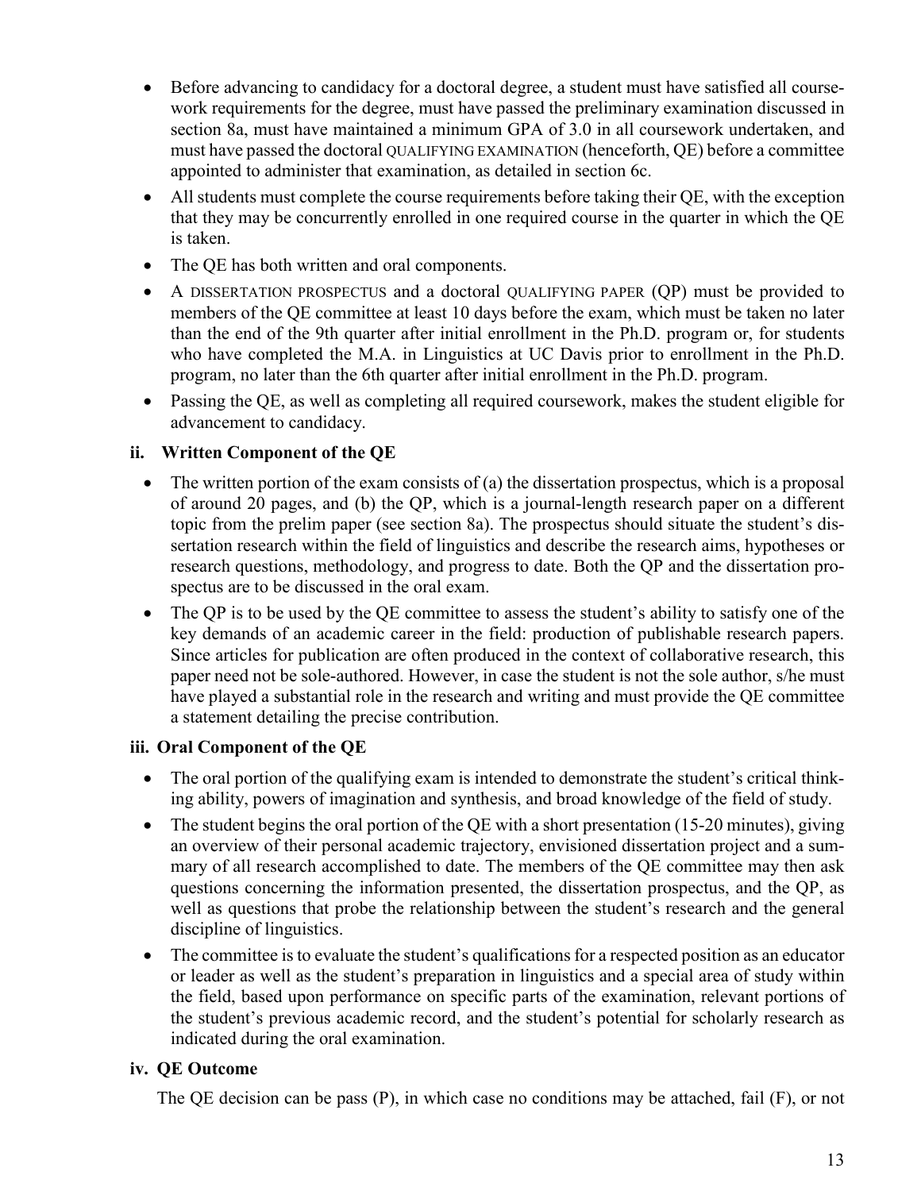- Before advancing to candidacy for a doctoral degree, a student must have satisfied all coursework requirements for the degree, must have passed the preliminary examination discussed in section 8a, must have maintained a minimum GPA of 3.0 in all coursework undertaken, and must have passed the doctoral QUALIFYING EXAMINATION (henceforth, QE) before a committee appointed to administer that examination, as detailed in section 6c.
- All students must complete the course requirements before taking their QE, with the exception that they may be concurrently enrolled in one required course in the quarter in which the QE is taken.
- The QE has both written and oral components.
- A DISSERTATION PROSPECTUS and a doctoral QUALIFYING PAPER (QP) must be provided to members of the QE committee at least 10 days before the exam, which must be taken no later than the end of the 9th quarter after initial enrollment in the Ph.D. program or, for students who have completed the M.A. in Linguistics at UC Davis prior to enrollment in the Ph.D. program, no later than the 6th quarter after initial enrollment in the Ph.D. program.
- Passing the QE, as well as completing all required coursework, makes the student eligible for advancement to candidacy.

### ii. Written Component of the QE

- The written portion of the exam consists of (a) the dissertation prospectus, which is a proposal of around 20 pages, and (b) the QP, which is a journal-length research paper on a different topic from the prelim paper (see section 8a). The prospectus should situate the student's dissertation research within the field of linguistics and describe the research aims, hypotheses or research questions, methodology, and progress to date. Both the QP and the dissertation prospectus are to be discussed in the oral exam.
- The QP is to be used by the QE committee to assess the student's ability to satisfy one of the key demands of an academic career in the field: production of publishable research papers. Since articles for publication are often produced in the context of collaborative research, this paper need not be sole-authored. However, in case the student is not the sole author, s/he must have played a substantial role in the research and writing and must provide the QE committee a statement detailing the precise contribution.

### iii. Oral Component of the QE

- The oral portion of the qualifying exam is intended to demonstrate the student's critical thinking ability, powers of imagination and synthesis, and broad knowledge of the field of study.
- The student begins the oral portion of the QE with a short presentation (15-20 minutes), giving an overview of their personal academic trajectory, envisioned dissertation project and a summary of all research accomplished to date. The members of the QE committee may then ask questions concerning the information presented, the dissertation prospectus, and the QP, as well as questions that probe the relationship between the student's research and the general discipline of linguistics.
- The committee is to evaluate the student's qualifications for a respected position as an educator or leader as well as the student's preparation in linguistics and a special area of study within the field, based upon performance on specific parts of the examination, relevant portions of the student's previous academic record, and the student's potential for scholarly research as indicated during the oral examination.

### iv. QE Outcome

The QE decision can be pass (P), in which case no conditions may be attached, fail (F), or not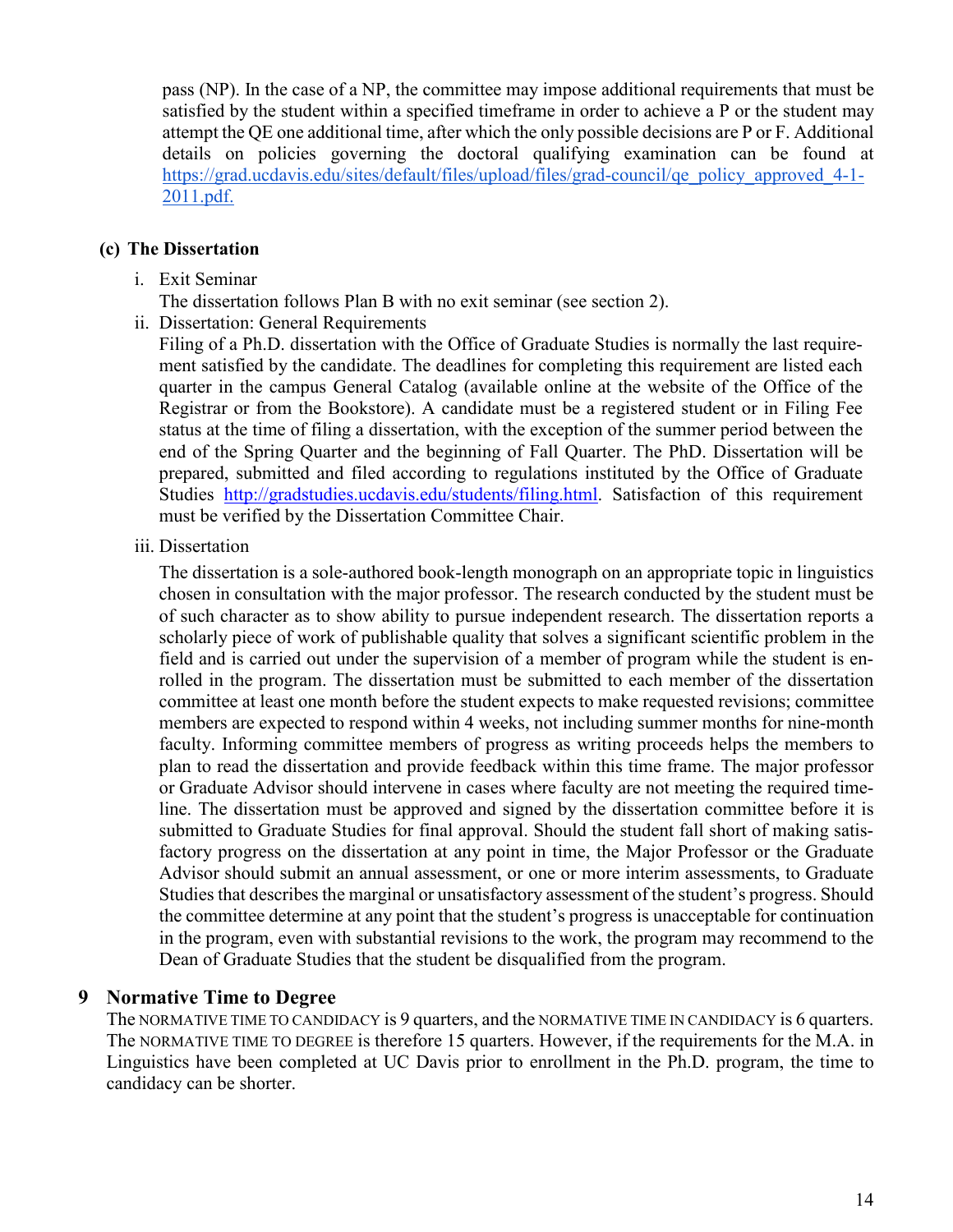pass (NP). In the case of a NP, the committee may impose additional requirements that must be satisfied by the student within a specified timeframe in order to achieve a P or the student may attempt the QE one additional time, after which the only possible decisions are P or F. Additional details on policies governing the doctoral qualifying examination can be found at [https://grad.ucdavis.edu/sites/default/files/upload/files/grad-council/qe_policy_approved_4-1-2011.pdf.](https://grad.ucdavis.edu/sites/default/files/upload/files/grad-council/qe_policy_approved_4-1-2011.pdf)

### (c) The Dissertation

i. Exit Seminar

The dissertation follows Plan B with no exit seminar (see section 2).

ii. Dissertation: General Requirements

Filing of a Ph.D. dissertation with the Office of Graduate Studies is normally the last requirement satisfied by the candidate. The deadlines for completing this requirement are listed each quarter in the campus General Catalog (available online at the website of the Office of the Registrar or from the Bookstore). A candidate must be a registered student or in Filing Fee status at the time of filing a dissertation, with the exception of the summer period between the end of the Spring Quarter and the beginning of Fall Quarter. The PhD. Dissertation will be prepared, submitted and filed according to regulations instituted by the Office of Graduate Studies [http://gradstudies.ucdavis.edu/students/filing.html](http://gradstudies.ucdavis.edu/students/filing.html). Satisfaction of this requirement must be verified by the Dissertation Committee Chair.

iii. Dissertation

The dissertation is a sole-authored book-length monograph on an appropriate topic in linguistics chosen in consultation with the major professor. The research conducted by the student must be of such character as to show ability to pursue independent research. The dissertation reports a scholarly piece of work of publishable quality that solves a significant scientific problem in the field and is carried out under the supervision of a member of program while the student is enrolled in the program. The dissertation must be submitted to each member of the dissertation committee at least one month before the student expects to make requested revisions; committee members are expected to respond within 4 weeks, not including summer months for nine-month faculty. Informing committee members of progress as writing proceeds helps the members to plan to read the dissertation and provide feedback within this time frame. The major professor or Graduate Advisor should intervene in cases where faculty are not meeting the required timeline. The dissertation must be approved and signed by the dissertation committee before it is submitted to Graduate Studies for final approval. Should the student fall short of making satisfactory progress on the dissertation at any point in time, the Major Professor or the Graduate Advisor should submit an annual assessment, or one or more interim assessments, to Graduate Studies that describes the marginal or unsatisfactory assessment of the student's progress. Should the committee determine at any point that the student's progress is unacceptable for continuation in the program, even with substantial revisions to the work, the program may recommend to the Dean of Graduate Studies that the student be disqualified from the program.

## 9 Normative Time to Degree

The NORMATIVE TIME TO CANDIDACY is 9 quarters, and the NORMATIVE TIME IN CANDIDACY is 6 quarters. The NORMATIVE TIME TO DEGREE is therefore 15 quarters. However, if the requirements for the M.A. in Linguistics have been completed at UC Davis prior to enrollment in the Ph.D. program, the time to candidacy can be shorter.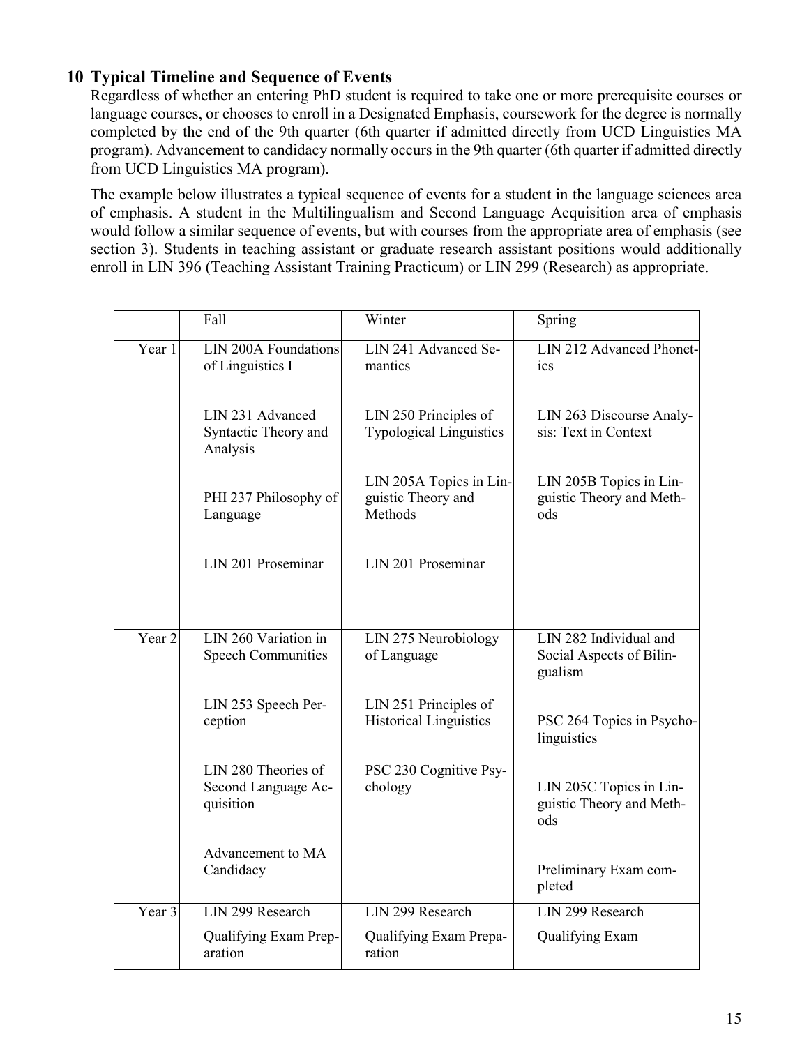## 10 Typical Timeline and Sequence of Events

Regardless of whether an entering PhD student is required to take one or more prerequisite courses or language courses, or chooses to enroll in a Designated Emphasis, coursework for the degree is normally completed by the end of the 9th quarter (6th quarter if admitted directly from UCD Linguistics MA program). Advancement to candidacy normally occurs in the 9th quarter (6th quarter if admitted directly from UCD Linguistics MA program).

The example below illustrates a typical sequence of events for a student in the language sciences area of emphasis. A student in the Multilingualism and Second Language Acquisition area of emphasis would follow a similar sequence of events, but with courses from the appropriate area of emphasis (see section 3). Students in teaching assistant or graduate research assistant positions would additionally enroll in LIN 396 (Teaching Assistant Training Practicum) or LIN 299 (Research) as appropriate.

| | Fall | Winter | Spring |
|---|---|---|---|
| Year 1 | LIN 200A Foundations of Linguistics I<br><br>LIN 231 Advanced Syntactic Theory and Analysis<br><br>PHI 237 Philosophy of Language<br><br>LIN 201 Proseminar | LIN 241 Advanced Semantics<br><br>LIN 250 Principles of Typological Linguistics<br><br>LIN 205A Topics in Linguistic Theory and Methods<br><br>LIN 201 Proseminar | LIN 212 Advanced Phonetics<br><br>LIN 263 Discourse Analysis: Text in Context<br><br>LIN 205B Topics in Linguistic Theory and Methods |
| Year 2 | LIN 260 Variation in Speech Communities<br><br>LIN 253 Speech Perception<br><br>LIN 280 Theories of Second Language Acquisition<br><br>Advancement to MA Candidacy | LIN 275 Neurobiology of Language<br><br>LIN 251 Principles of Historical Linguistics<br><br>PSC 230 Cognitive Psychology | LIN 282 Individual and Social Aspects of Bilingualism<br><br>PSC 264 Topics in Psycholinguistics<br><br>LIN 205C Topics in Linguistic Theory and Methods<br><br>Preliminary Exam completed |
| Year 3 | LIN 299 Research<br><br>Qualifying Exam Preparation | LIN 299 Research<br><br>Qualifying Exam Preparation | LIN 299 Research<br><br>Qualifying Exam |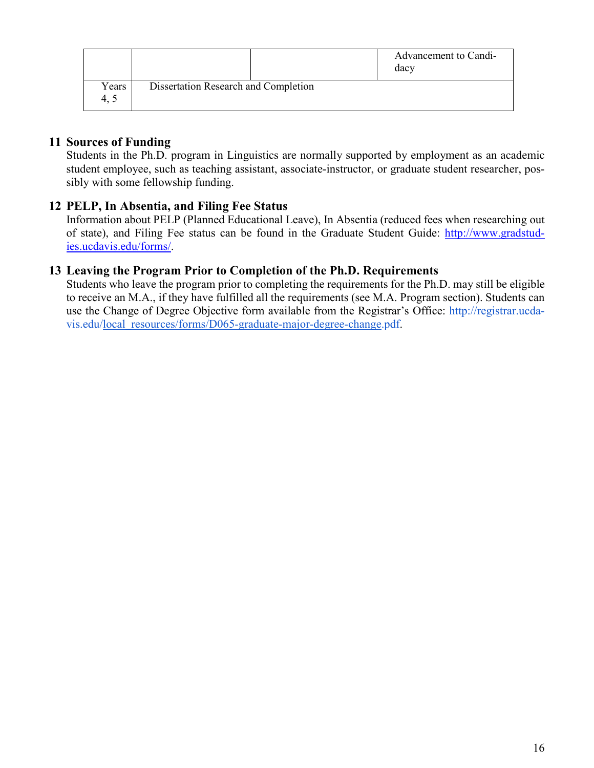| | | | |
|---|---|---|---|
| | | | Advancement to Candidacy |
| Years 4, 5 | Dissertation Research and Completion | | |

## 11 Sources of Funding

Students in the Ph.D. program in Linguistics are normally supported by employment as an academic student employee, such as teaching assistant, associate-instructor, or graduate student researcher, possibly with some fellowship funding.

## 12 PELP, In Absentia, and Filing Fee Status

Information about PELP (Planned Educational Leave), In Absentia (reduced fees when researching out of state), and Filing Fee status can be found in the Graduate Student Guide: http://www.gradstudies.ucdavis.edu/forms/.

## 13 Leaving the Program Prior to Completion of the Ph.D. Requirements

Students who leave the program prior to completing the requirements for the Ph.D. may still be eligible to receive an M.A., if they have fulfilled all the requirements (see M.A. Program section). Students can use the Change of Degree Objective form available from the Registrar's Office: http://registrar.ucdavis.edu/local_resources/forms/D065-graduate-major-degree-change.pdf.